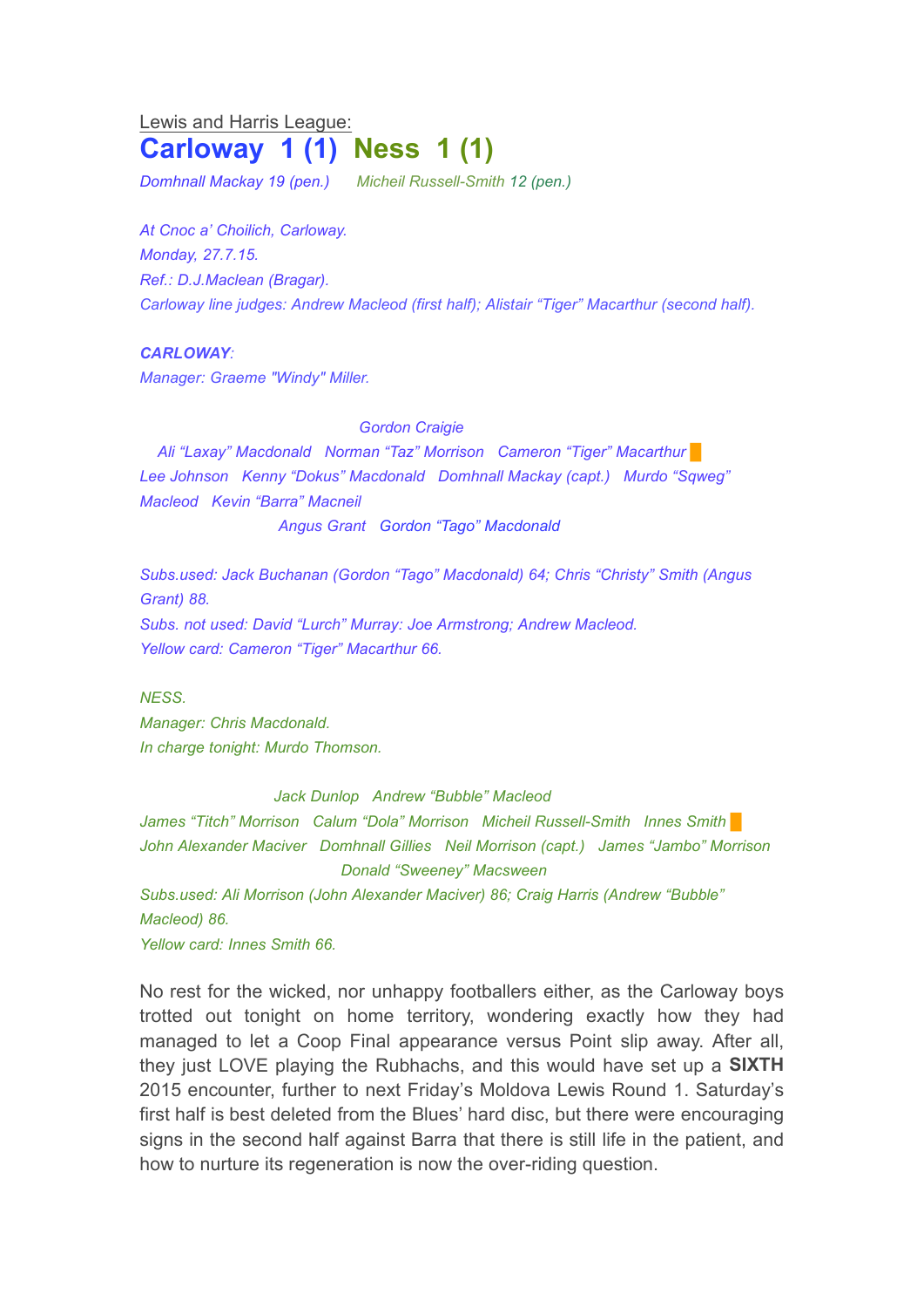Lewis and Harris League:

# Carloway 1 (1) Ness 1 (1)

*Domhnall Mackay 19 (pen.)* *Micheil Russell-Smith 12 (pen.)*

*At Cnoc a' Choilich, Carloway.*
*Monday, 27.7.15.*
*Ref.: D.J.Maclean (Bragar).*
*Carloway line judges: Andrew Macleod (first half); Alistair "Tiger" Macarthur (second half).*

***CARLOWAY**:*
*Manager: Graeme "Windy" Miller.*

*Gordon Craigie*
*Ali "Laxay" Macdonald Norman "Taz" Morrison Cameron "Tiger" Macarthur*
*Lee Johnson Kenny "Dokus" Macdonald Domhnall Mackay (capt.) Murdo "Sqweg" Macleod Kevin "Barra" Macneil*
*Angus Grant Gordon "Tago" Macdonald*

*Subs.used: Jack Buchanan (Gordon "Tago" Macdonald) 64; Chris "Christy" Smith (Angus Grant) 88.*
*Subs. not used: David "Lurch" Murray: Joe Armstrong; Andrew Macleod.*
*Yellow card: Cameron "Tiger" Macarthur 66.*

*NESS.*
*Manager: Chris Macdonald.*
*In charge tonight: Murdo Thomson.*

*Jack Dunlop Andrew "Bubble" Macleod*
*James "Titch" Morrison Calum "Dola" Morrison Micheil Russell-Smith Innes Smith*
*John Alexander Maciver Domhnall Gillies Neil Morrison (capt.) James "Jambo" Morrison*
*Donald "Sweeney" Macsween*
*Subs.used: Ali Morrison (John Alexander Maciver) 86; Craig Harris (Andrew "Bubble" Macleod) 86.*
*Yellow card: Innes Smith 66.*

No rest for the wicked, nor unhappy footballers either, as the Carloway boys trotted out tonight on home territory, wondering exactly how they had managed to let a Coop Final appearance versus Point slip away. After all, they just LOVE playing the Rubhachs, and this would have set up a **SIXTH** 2015 encounter, further to next Friday's Moldova Lewis Round 1. Saturday's first half is best deleted from the Blues' hard disc, but there were encouraging signs in the second half against Barra that there is still life in the patient, and how to nurture its regeneration is now the over-riding question.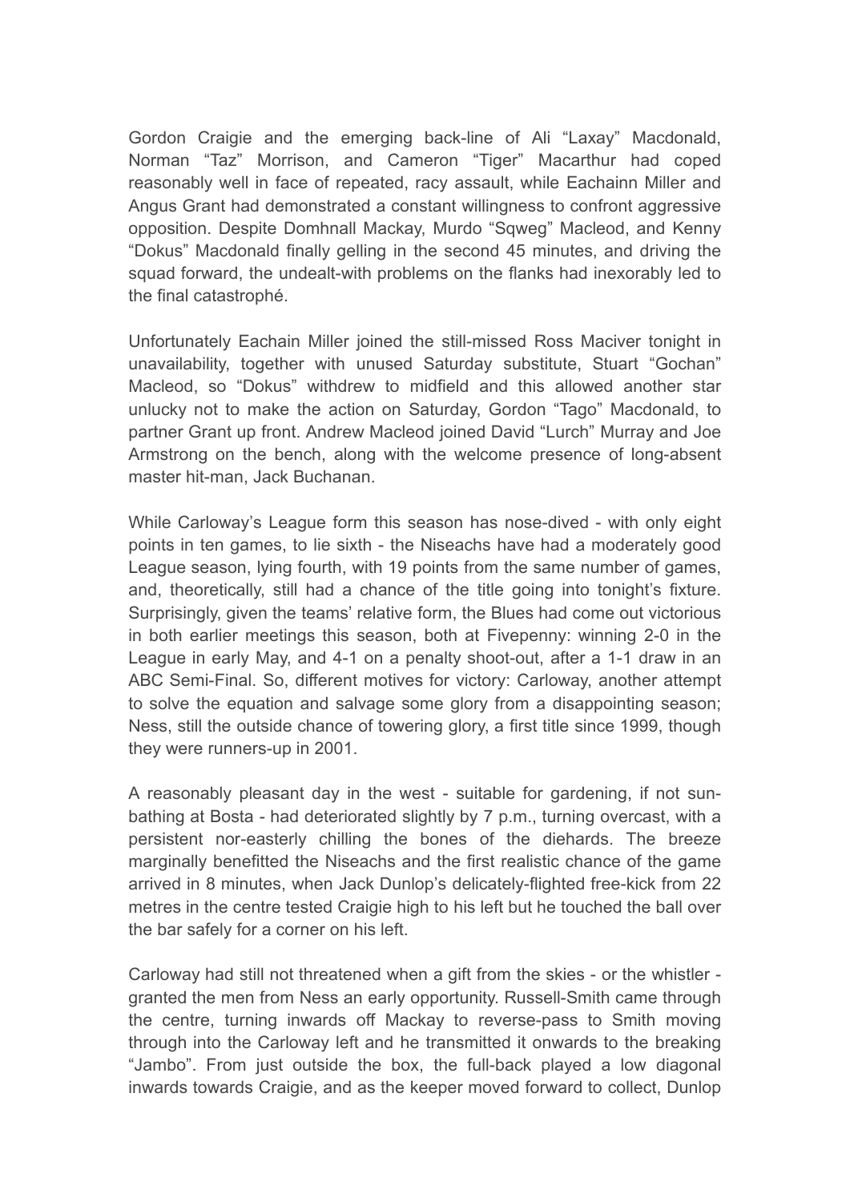Gordon Craigie and the emerging back-line of Ali "Laxay" Macdonald, Norman "Taz" Morrison, and Cameron "Tiger" Macarthur had coped reasonably well in face of repeated, racy assault, while Eachainn Miller and Angus Grant had demonstrated a constant willingness to confront aggressive opposition. Despite Domhnall Mackay, Murdo "Sqweg" Macleod, and Kenny "Dokus" Macdonald finally gelling in the second 45 minutes, and driving the squad forward, the undealt-with problems on the flanks had inexorably led to the final catastrophé.

Unfortunately Eachain Miller joined the still-missed Ross Maciver tonight in unavailability, together with unused Saturday substitute, Stuart "Gochan" Macleod, so "Dokus" withdrew to midfield and this allowed another star unlucky not to make the action on Saturday, Gordon "Tago" Macdonald, to partner Grant up front. Andrew Macleod joined David "Lurch" Murray and Joe Armstrong on the bench, along with the welcome presence of long-absent master hit-man, Jack Buchanan.

While Carloway's League form this season has nose-dived - with only eight points in ten games, to lie sixth - the Niseachs have had a moderately good League season, lying fourth, with 19 points from the same number of games, and, theoretically, still had a chance of the title going into tonight's fixture. Surprisingly, given the teams' relative form, the Blues had come out victorious in both earlier meetings this season, both at Fivepenny: winning 2-0 in the League in early May, and 4-1 on a penalty shoot-out, after a 1-1 draw in an ABC Semi-Final. So, different motives for victory: Carloway, another attempt to solve the equation and salvage some glory from a disappointing season; Ness, still the outside chance of towering glory, a first title since 1999, though they were runners-up in 2001.

A reasonably pleasant day in the west - suitable for gardening, if not sun-bathing at Bosta - had deteriorated slightly by 7 p.m., turning overcast, with a persistent nor-easterly chilling the bones of the diehards. The breeze marginally benefitted the Niseachs and the first realistic chance of the game arrived in 8 minutes, when Jack Dunlop's delicately-flighted free-kick from 22 metres in the centre tested Craigie high to his left but he touched the ball over the bar safely for a corner on his left.

Carloway had still not threatened when a gift from the skies - or the whistler - granted the men from Ness an early opportunity. Russell-Smith came through the centre, turning inwards off Mackay to reverse-pass to Smith moving through into the Carloway left and he transmitted it onwards to the breaking "Jambo". From just outside the box, the full-back played a low diagonal inwards towards Craigie, and as the keeper moved forward to collect, Dunlop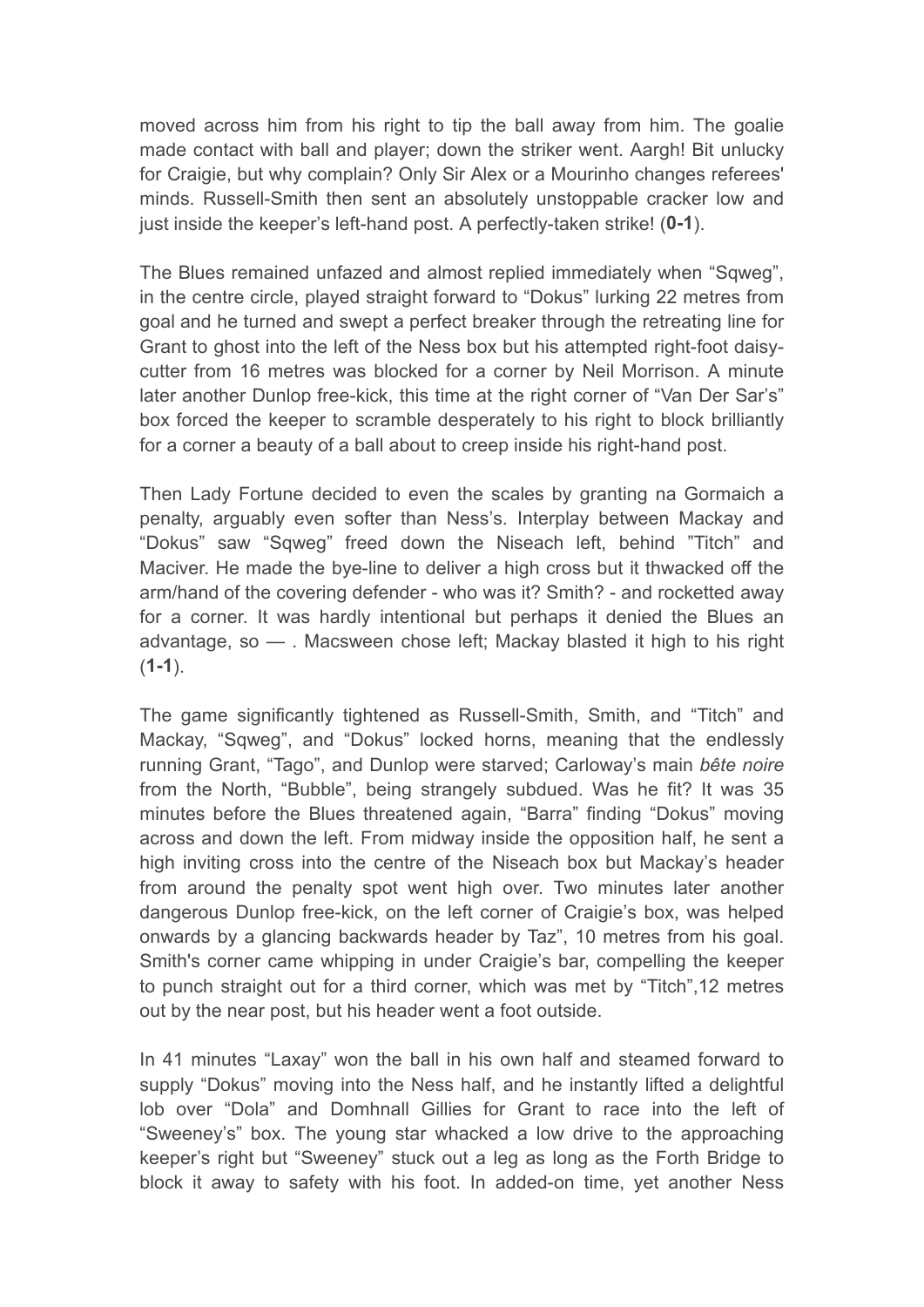moved across him from his right to tip the ball away from him. The goalie made contact with ball and player; down the striker went. Aargh! Bit unlucky for Craigie, but why complain? Only Sir Alex or a Mourinho changes referees' minds. Russell-Smith then sent an absolutely unstoppable cracker low and just inside the keeper's left-hand post. A perfectly-taken strike! (**0-1**).

The Blues remained unfazed and almost replied immediately when "Sqweg", in the centre circle, played straight forward to "Dokus" lurking 22 metres from goal and he turned and swept a perfect breaker through the retreating line for Grant to ghost into the left of the Ness box but his attempted right-foot daisy-cutter from 16 metres was blocked for a corner by Neil Morrison. A minute later another Dunlop free-kick, this time at the right corner of "Van Der Sar's" box forced the keeper to scramble desperately to his right to block brilliantly for a corner a beauty of a ball about to creep inside his right-hand post.

Then Lady Fortune decided to even the scales by granting na Gormaich a penalty, arguably even softer than Ness's. Interplay between Mackay and "Dokus" saw "Sqweg" freed down the Niseach left, behind "Titch" and Maciver. He made the bye-line to deliver a high cross but it thwacked off the arm/hand of the covering defender - who was it? Smith? - and rocketted away for a corner. It was hardly intentional but perhaps it denied the Blues an advantage, so — . Macsween chose left; Mackay blasted it high to his right (**1-1**).

The game significantly tightened as Russell-Smith, Smith, and "Titch" and Mackay, "Sqweg", and "Dokus" locked horns, meaning that the endlessly running Grant, "Tago", and Dunlop were starved; Carloway's main *bête noire* from the North, "Bubble", being strangely subdued. Was he fit? It was 35 minutes before the Blues threatened again, "Barra" finding "Dokus" moving across and down the left. From midway inside the opposition half, he sent a high inviting cross into the centre of the Niseach box but Mackay's header from around the penalty spot went high over. Two minutes later another dangerous Dunlop free-kick, on the left corner of Craigie's box, was helped onwards by a glancing backwards header by Taz", 10 metres from his goal. Smith's corner came whipping in under Craigie's bar, compelling the keeper to punch straight out for a third corner, which was met by "Titch",12 metres out by the near post, but his header went a foot outside.

In 41 minutes "Laxay" won the ball in his own half and steamed forward to supply "Dokus" moving into the Ness half, and he instantly lifted a delightful lob over "Dola" and Domhnall Gillies for Grant to race into the left of "Sweeney's" box. The young star whacked a low drive to the approaching keeper's right but "Sweeney" stuck out a leg as long as the Forth Bridge to block it away to safety with his foot. In added-on time, yet another Ness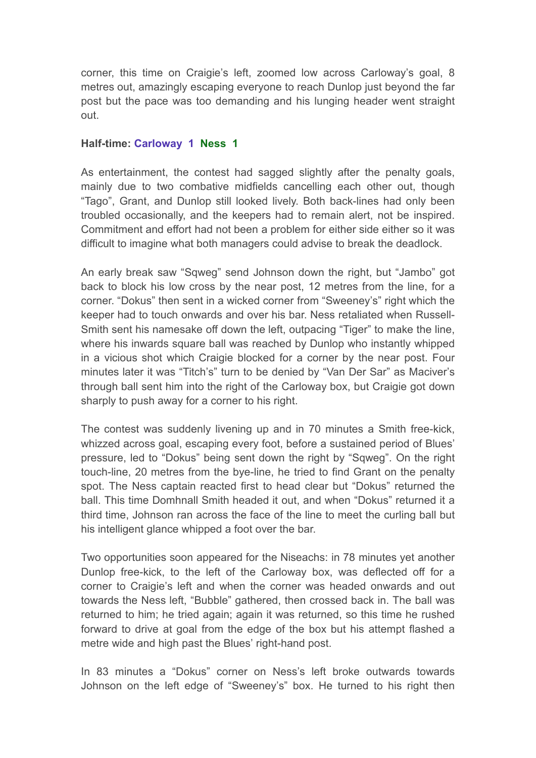corner, this time on Craigie's left, zoomed low across Carloway's goal, 8 metres out, amazingly escaping everyone to reach Dunlop just beyond the far post but the pace was too demanding and his lunging header went straight out.

**Half-time: Carloway 1 Ness 1**

As entertainment, the contest had sagged slightly after the penalty goals, mainly due to two combative midfields cancelling each other out, though "Tago", Grant, and Dunlop still looked lively. Both back-lines had only been troubled occasionally, and the keepers had to remain alert, not be inspired. Commitment and effort had not been a problem for either side either so it was difficult to imagine what both managers could advise to break the deadlock.

An early break saw "Sqweg" send Johnson down the right, but "Jambo" got back to block his low cross by the near post, 12 metres from the line, for a corner. "Dokus" then sent in a wicked corner from "Sweeney's" right which the keeper had to touch onwards and over his bar. Ness retaliated when Russell-Smith sent his namesake off down the left, outpacing "Tiger" to make the line, where his inwards square ball was reached by Dunlop who instantly whipped in a vicious shot which Craigie blocked for a corner by the near post. Four minutes later it was "Titch's" turn to be denied by "Van Der Sar" as Maciver's through ball sent him into the right of the Carloway box, but Craigie got down sharply to push away for a corner to his right.

The contest was suddenly livening up and in 70 minutes a Smith free-kick, whizzed across goal, escaping every foot, before a sustained period of Blues' pressure, led to "Dokus" being sent down the right by "Sqweg". On the right touch-line, 20 metres from the bye-line, he tried to find Grant on the penalty spot. The Ness captain reacted first to head clear but "Dokus" returned the ball. This time Domhnall Smith headed it out, and when "Dokus" returned it a third time, Johnson ran across the face of the line to meet the curling ball but his intelligent glance whipped a foot over the bar.

Two opportunities soon appeared for the Niseachs: in 78 minutes yet another Dunlop free-kick, to the left of the Carloway box, was deflected off for a corner to Craigie's left and when the corner was headed onwards and out towards the Ness left, "Bubble" gathered, then crossed back in. The ball was returned to him; he tried again; again it was returned, so this time he rushed forward to drive at goal from the edge of the box but his attempt flashed a metre wide and high past the Blues' right-hand post.

In 83 minutes a "Dokus" corner on Ness's left broke outwards towards Johnson on the left edge of "Sweeney's" box. He turned to his right then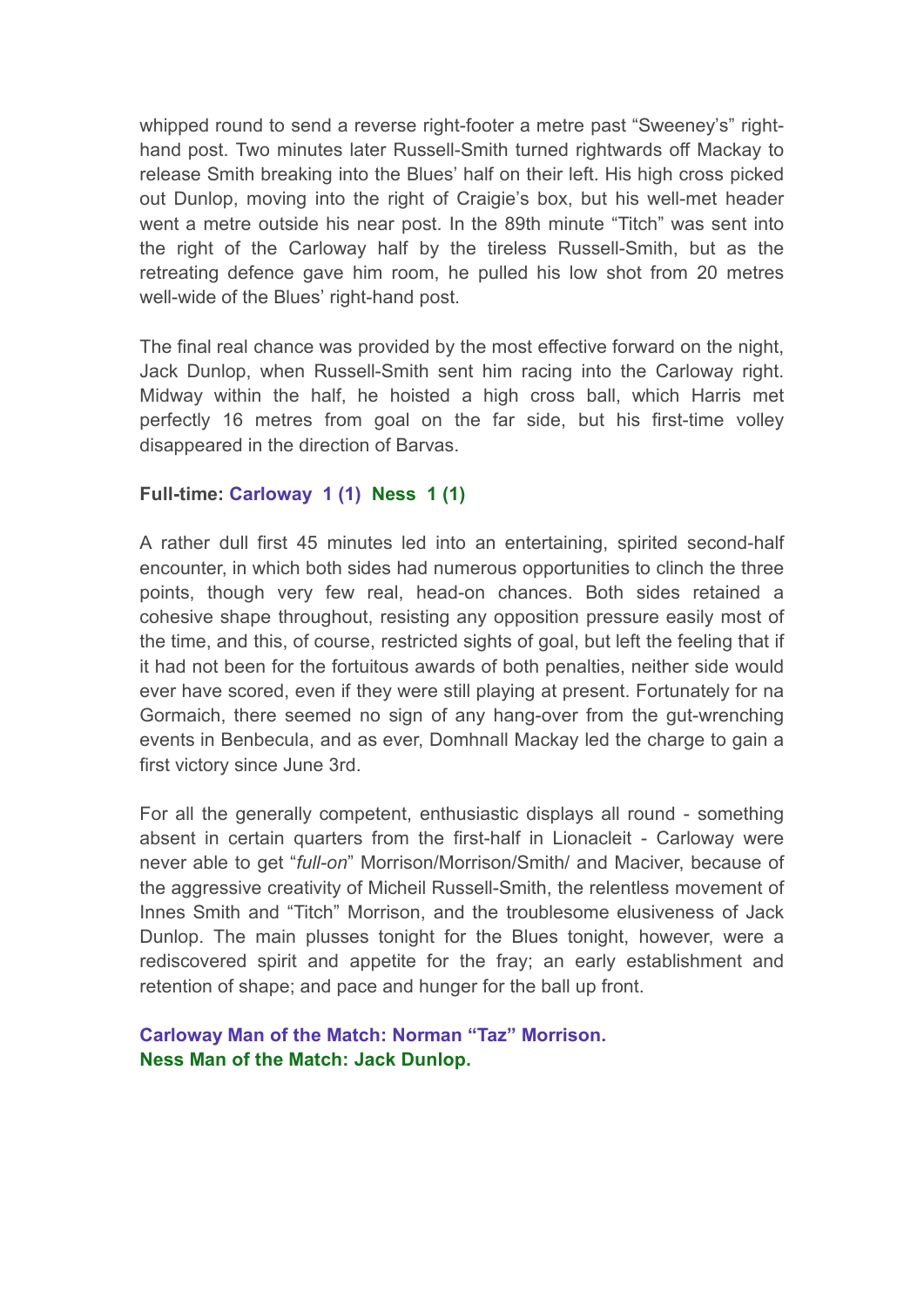whipped round to send a reverse right-footer a metre past "Sweeney's" right-hand post. Two minutes later Russell-Smith turned rightwards off Mackay to release Smith breaking into the Blues' half on their left. His high cross picked out Dunlop, moving into the right of Craigie's box, but his well-met header went a metre outside his near post. In the 89th minute "Titch" was sent into the right of the Carloway half by the tireless Russell-Smith, but as the retreating defence gave him room, he pulled his low shot from 20 metres well-wide of the Blues' right-hand post.

The final real chance was provided by the most effective forward on the night, Jack Dunlop, when Russell-Smith sent him racing into the Carloway right. Midway within the half, he hoisted a high cross ball, which Harris met perfectly 16 metres from goal on the far side, but his first-time volley disappeared in the direction of Barvas.

**Full-time: Carloway 1 (1) Ness 1 (1)**

A rather dull first 45 minutes led into an entertaining, spirited second-half encounter, in which both sides had numerous opportunities to clinch the three points, though very few real, head-on chances. Both sides retained a cohesive shape throughout, resisting any opposition pressure easily most of the time, and this, of course, restricted sights of goal, but left the feeling that if it had not been for the fortuitous awards of both penalties, neither side would ever have scored, even if they were still playing at present. Fortunately for na Gormaich, there seemed no sign of any hang-over from the gut-wrenching events in Benbecula, and as ever, Domhnall Mackay led the charge to gain a first victory since June 3rd.

For all the generally competent, enthusiastic displays all round - something absent in certain quarters from the first-half in Lionacleit - Carloway were never able to get "*full-on*" Morrison/Morrison/Smith/ and Maciver, because of the aggressive creativity of Micheil Russell-Smith, the relentless movement of Innes Smith and "Titch" Morrison, and the troublesome elusiveness of Jack Dunlop. The main plusses tonight for the Blues tonight, however, were a rediscovered spirit and appetite for the fray; an early establishment and retention of shape; and pace and hunger for the ball up front.

**Carloway Man of the Match: Norman "Taz" Morrison.**
**Ness Man of the Match: Jack Dunlop.**